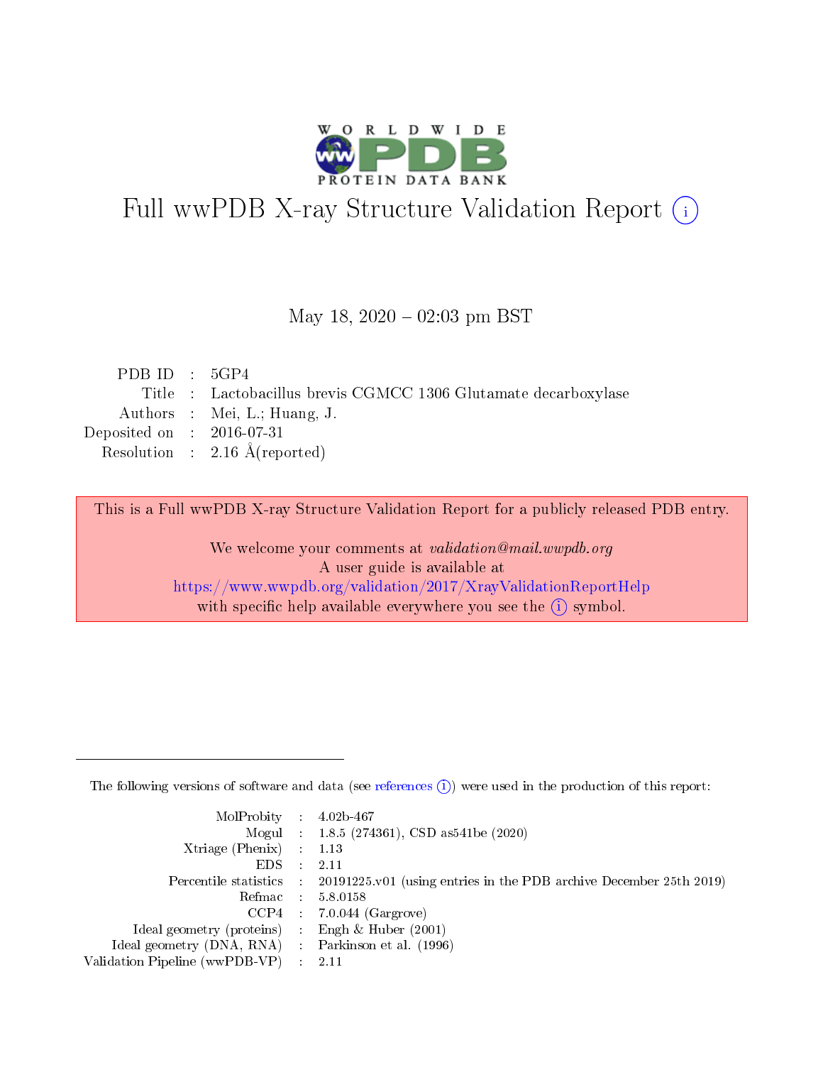# Full wwPDB X-ray Structure Validation Report (i)

May 18, 2020 – 02:03 pm BST

| | | |
|---|---|---|
| PDB ID | : | 5GP4 |
| Title | : | Lactobacillus brevis CGMCC 1306 Glutamate decarboxylase |
| Authors | : | Mei, L.; Huang, J. |
| Deposited on | : | 2016-07-31 |
| Resolution | : | 2.16 Å(reported) |

This is a Full wwPDB X-ray Structure Validation Report for a publicly released PDB entry.

We welcome your comments at *validation@mail.wwpdb.org*
A user guide is available at
https://www.wwpdb.org/validation/2017/XrayValidationReportHelp
with specific help available everywhere you see the (i) symbol.

---

The following versions of software and data (see references (i)) were used in the production of this report:

| | | |
|---|---|---|
| MolProbity | : | 4.02b-467 |
| Mogul | : | 1.8.5 (274361), CSD as541be (2020) |
| Xtriage (Phenix) | : | 1.13 |
| EDS | : | 2.11 |
| Percentile statistics | : | 20191225.v01 (using entries in the PDB archive December 25th 2019) |
| Refmac | : | 5.8.0158 |
| CCP4 | : | 7.0.044 (Gargrove) |
| Ideal geometry (proteins) | : | Engh & Huber (2001) |
| Ideal geometry (DNA, RNA) | : | Parkinson et al. (1996) |
| Validation Pipeline (wwPDB-VP) | : | 2.11 |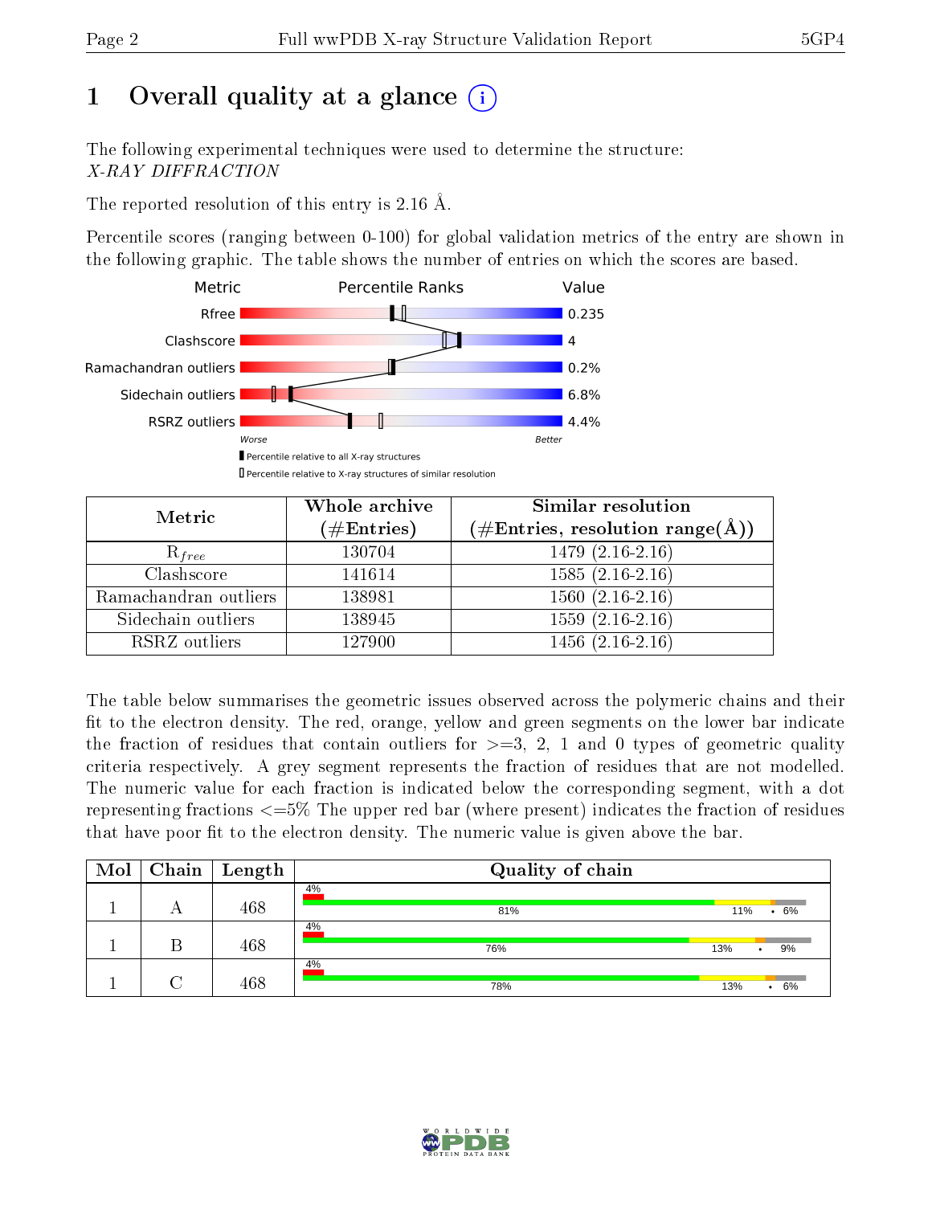# 1 Overall quality at a glance

The following experimental techniques were used to determine the structure:
*X-RAY DIFFRACTION*

The reported resolution of this entry is 2.16 Å.

Percentile scores (ranging between 0-100) for global validation metrics of the entry are shown in the following graphic. The table shows the number of entries on which the scores are based.

| Metric | Value |
|---|---|
| Rfree | 0.235 |
| Clashscore | 4 |
| Ramachandran outliers | 0.2% |
| Sidechain outliers | 6.8% |
| RSRZ outliers | 4.4% |

| Metric | Whole archive (#Entries) | Similar resolution (#Entries, resolution range(Å)) |
|---|---|---|
| $R_{free}$ | 130704 | 1479 (2.16-2.16) |
| Clashscore | 141614 | 1585 (2.16-2.16) |
| Ramachandran outliers | 138981 | 1560 (2.16-2.16) |
| Sidechain outliers | 138945 | 1559 (2.16-2.16) |
| RSRZ outliers | 127900 | 1456 (2.16-2.16) |

The table below summarises the geometric issues observed across the polymeric chains and their fit to the electron density. The red, orange, yellow and green segments on the lower bar indicate the fraction of residues that contain outliers for >=3, 2, 1 and 0 types of geometric quality criteria respectively. A grey segment represents the fraction of residues that are not modelled. The numeric value for each fraction is indicated below the corresponding segment, with a dot representing fractions <=5% The upper red bar (where present) indicates the fraction of residues that have poor fit to the electron density. The numeric value is given above the bar.

| Mol | Chain | Length | Quality of chain |
|---|---|---|---|
| 1 | A | 468 | 4% / 81% / 11% / • / 6% |
| 1 | B | 468 | 4% / 76% / 13% / • / 9% |
| 1 | C | 468 | 4% / 78% / 13% / • / 6% |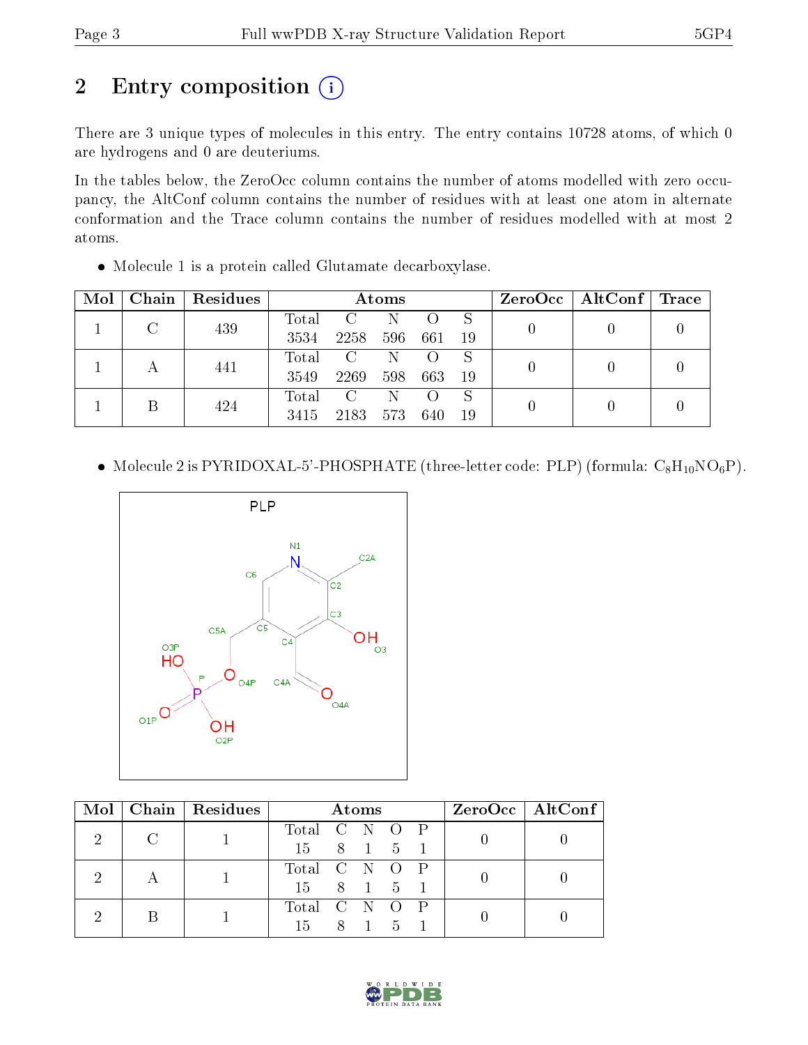# 2 Entry composition

There are 3 unique types of molecules in this entry. The entry contains 10728 atoms, of which 0 are hydrogens and 0 are deuteriums.

In the tables below, the ZeroOcc column contains the number of atoms modelled with zero occupancy, the AltConf column contains the number of residues with at least one atom in alternate conformation and the Trace column contains the number of residues modelled with at most 2 atoms.

- Molecule 1 is a protein called Glutamate decarboxylase.

| Mol | Chain | Residues | Atoms | | | | | ZeroOcc | AltConf | Trace |
|---|---|---|---|---|---|---|---|---|---|---|
| 1 | C | 439 | Total 3534 | C 2258 | N 596 | O 661 | S 19 | 0 | 0 | 0 |
| 1 | A | 441 | Total 3549 | C 2269 | N 598 | O 663 | S 19 | 0 | 0 | 0 |
| 1 | B | 424 | Total 3415 | C 2183 | N 573 | O 640 | S 19 | 0 | 0 | 0 |

- Molecule 2 is PYRIDOXAL-5'-PHOSPHATE (three-letter code: PLP) (formula: $C_8H_{10}NO_6P$).

| Mol | Chain | Residues | Atoms | | | | | ZeroOcc | AltConf |
|---|---|---|---|---|---|---|---|---|---|
| 2 | C | 1 | Total 15 | C 8 | N 1 | O 5 | P 1 | 0 | 0 |
| 2 | A | 1 | Total 15 | C 8 | N 1 | O 5 | P 1 | 0 | 0 |
| 2 | B | 1 | Total 15 | C 8 | N 1 | O 5 | P 1 | 0 | 0 |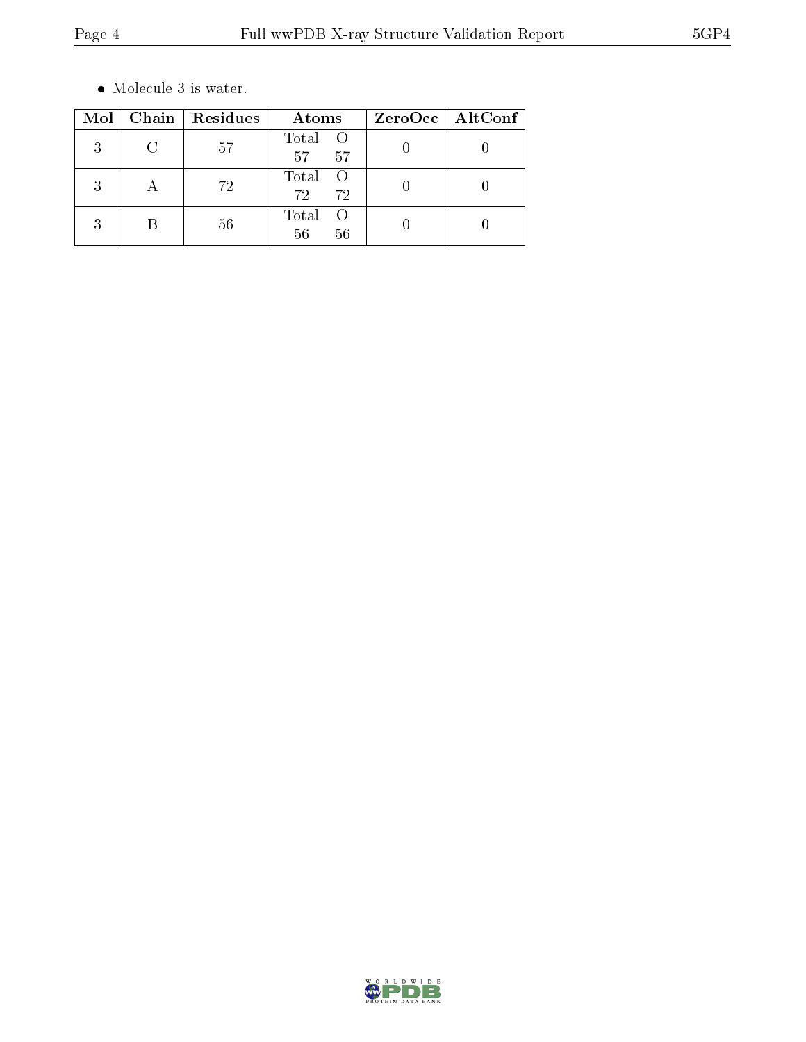- Molecule 3 is water.

| Mol | Chain | Residues | Atoms | ZeroOcc | AltConf |
|---|---|---|---|---|---|
| 3 | C | 57 | Total O<br>57 57 | 0 | 0 |
| 3 | A | 72 | Total O<br>72 72 | 0 | 0 |
| 3 | B | 56 | Total O<br>56 56 | 0 | 0 |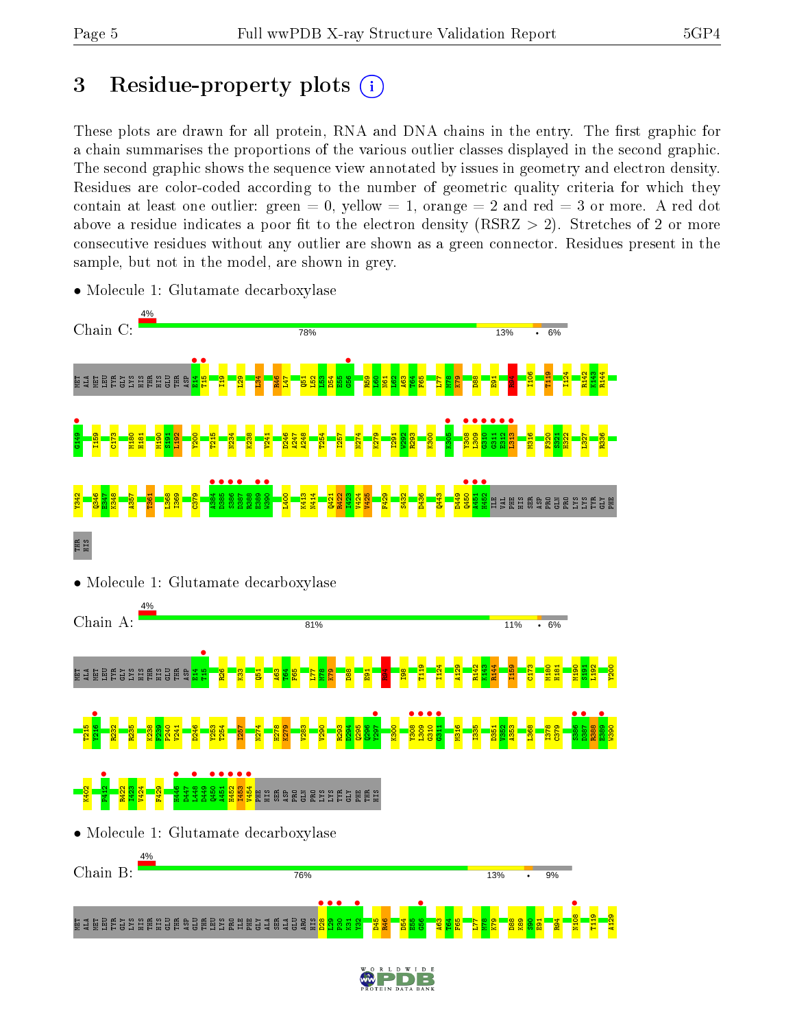# 3 Residue-property plots

These plots are drawn for all protein, RNA and DNA chains in the entry. The first graphic for a chain summarises the proportions of the various outlier classes displayed in the second graphic. The second graphic shows the sequence view annotated by issues in geometry and electron density. Residues are color-coded according to the number of geometric quality criteria for which they contain at least one outlier: green = 0, yellow = 1, orange = 2 and red = 3 or more. A red dot above a residue indicates a poor fit to the electron density (RSRZ > 2). Stretches of 2 or more consecutive residues without any outlier are shown as a green connector. Residues present in the sample, but not in the model, are shown in grey.

- Molecule 1: Glutamate decarboxylase

Chain C: 4% | 78% | 13% | • | 6%

- Molecule 1: Glutamate decarboxylase

Chain A: 4% | 81% | 11% | • | 6%

- Molecule 1: Glutamate decarboxylase

Chain B: 4% | 76% | 13% | • | 9%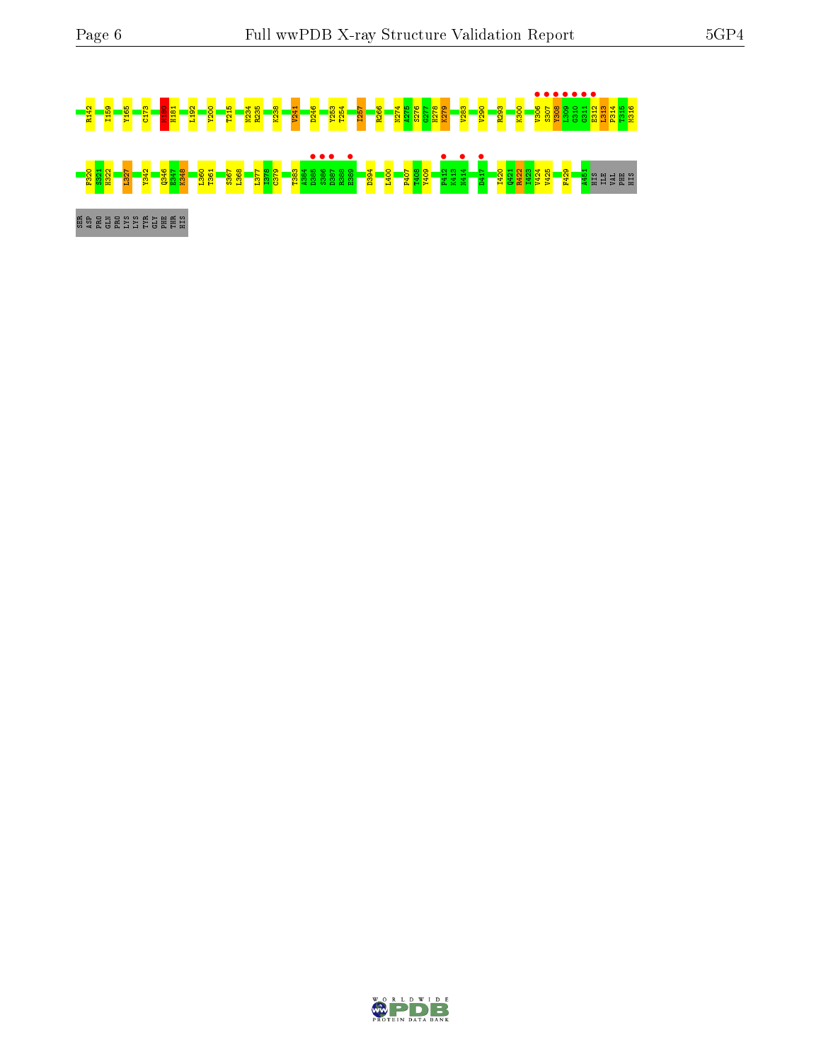R142 I159 Y165 C173 M180 H181 L192 Y200 T215 N234 R235 K238 V241 D246 Y253 T254 I257 R266 N274 A275 S276 G277 H278 K279 V283 V290 R293 K300 V306 S307 V308 L309 G310 G311 E312 L313 P314 T315 M316

F320 S321 H322 L327 Y342 Q346 E347 K348 L360 T361 S367 L368 I377 I378 C379 T383 A384 D385 S386 D387 R388 E389 D394 L400 P407 A408 Y409 F412 K413 N414 D417 I420 Q421 R422 I423 V424 V425 F429 A451 HIS ILE VAL PHE HIS

SER ASP PRO GLN PRO LYS LYS TYR GLY PHE THR HIS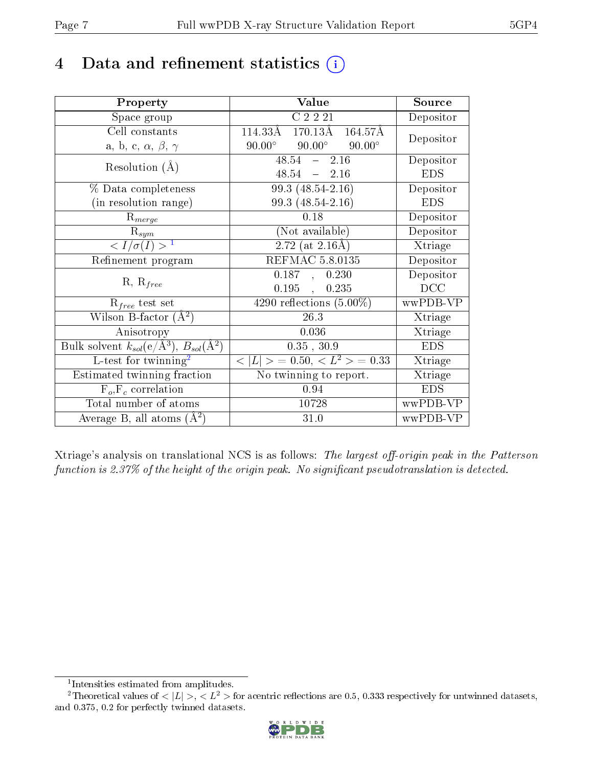# 4 Data and refinement statistics (i)

| Property | Value | Source |
|---|---|---|
| Space group | C 2 2 21 | Depositor |
| Cell constants<br>a, b, c, $\alpha$, $\beta$, $\gamma$ | 114.33Å 170.13Å 164.57Å<br>90.00° 90.00° 90.00° | Depositor |
| Resolution (Å) | 48.54 – 2.16<br>48.54 – 2.16 | Depositor<br>EDS |
| % Data completeness<br>(in resolution range) | 99.3 (48.54-2.16)<br>99.3 (48.54-2.16) | Depositor<br>EDS |
| $R_{merge}$ | 0.18 | Depositor |
| $R_{sym}$ | (Not available) | Depositor |
| $< I/\sigma(I) >$ [1] | 2.72 (at 2.16Å) | Xtriage |
| Refinement program | REFMAC 5.8.0135 | Depositor |
| R, $R_{free}$ | 0.187 , 0.230<br>0.195 , 0.235 | Depositor<br>DCC |
| $R_{free}$ test set | 4290 reflections (5.00%) | wwPDB-VP |
| Wilson B-factor (Å$^2$) | 26.3 | Xtriage |
| Anisotropy | 0.036 | Xtriage |
| Bulk solvent $k_{sol}$(e/Å$^3$), $B_{sol}$(Å$^2$) | 0.35 , 30.9 | EDS |
| L-test for twinning[2] | $< \|L\| > = 0.50$, $< L^2 > = 0.33$ | Xtriage |
| Estimated twinning fraction | No twinning to report. | Xtriage |
| $F_o$,$F_c$ correlation | 0.94 | EDS |
| Total number of atoms | 10728 | wwPDB-VP |
| Average B, all atoms (Å$^2$) | 31.0 | wwPDB-VP |

Xtriage's analysis on translational NCS is as follows: *The largest off-origin peak in the Patterson function is 2.37% of the height of the origin peak. No significant pseudotranslation is detected.*

[1] Intensities estimated from amplitudes.

[2] Theoretical values of $< |L| >$, $< L^2 >$ for acentric reflections are 0.5, 0.333 respectively for untwinned datasets, and 0.375, 0.2 for perfectly twinned datasets.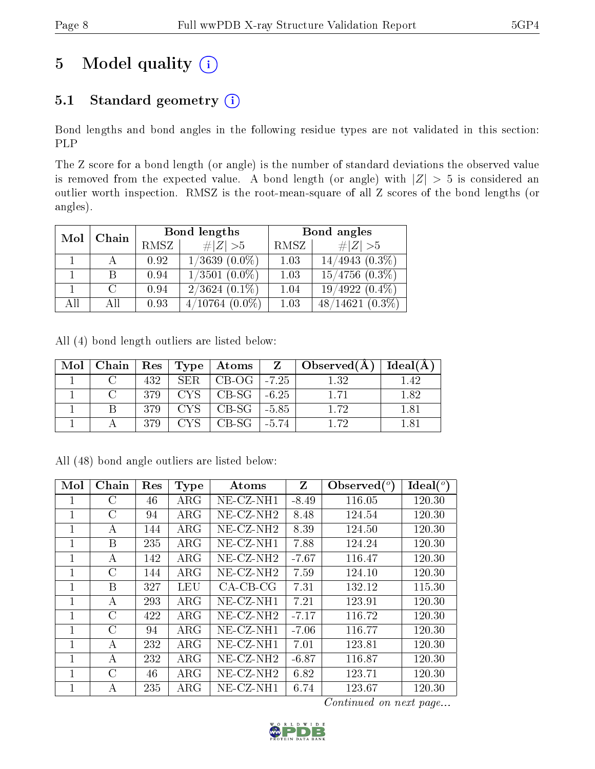# 5 Model quality

## 5.1 Standard geometry

Bond lengths and bond angles in the following residue types are not validated in this section: PLP

The Z score for a bond length (or angle) is the number of standard deviations the observed value is removed from the expected value. A bond length (or angle) with $|Z| > 5$ is considered an outlier worth inspection. RMSZ is the root-mean-square of all Z scores of the bond lengths (or angles).

| Mol | Chain | Bond lengths | | Bond angles | |
|---|---|---|---|---|---|
| | | RMSZ | #\|Z\| >5 | RMSZ | #\|Z\| >5 |
| 1 | A | 0.92 | 1/3639 (0.0%) | 1.03 | 14/4943 (0.3%) |
| 1 | B | 0.94 | 1/3501 (0.0%) | 1.03 | 15/4756 (0.3%) |
| 1 | C | 0.94 | 2/3624 (0.1%) | 1.04 | 19/4922 (0.4%) |
| All | All | 0.93 | 4/10764 (0.0%) | 1.03 | 48/14621 (0.3%) |

All (4) bond length outliers are listed below:

| Mol | Chain | Res | Type | Atoms | Z | Observed(Å) | Ideal(Å) |
|---|---|---|---|---|---|---|---|
| 1 | C | 432 | SER | CB-OG | -7.25 | 1.32 | 1.42 |
| 1 | C | 379 | CYS | CB-SG | -6.25 | 1.71 | 1.82 |
| 1 | B | 379 | CYS | CB-SG | -5.85 | 1.72 | 1.81 |
| 1 | A | 379 | CYS | CB-SG | -5.74 | 1.72 | 1.81 |

All (48) bond angle outliers are listed below:

| Mol | Chain | Res | Type | Atoms | Z | Observed(°) | Ideal(°) |
|---|---|---|---|---|---|---|---|
| 1 | C | 46 | ARG | NE-CZ-NH1 | -8.49 | 116.05 | 120.30 |
| 1 | C | 94 | ARG | NE-CZ-NH2 | 8.48 | 124.54 | 120.30 |
| 1 | A | 144 | ARG | NE-CZ-NH2 | 8.39 | 124.50 | 120.30 |
| 1 | B | 235 | ARG | NE-CZ-NH1 | 7.88 | 124.24 | 120.30 |
| 1 | A | 142 | ARG | NE-CZ-NH2 | -7.67 | 116.47 | 120.30 |
| 1 | C | 144 | ARG | NE-CZ-NH2 | 7.59 | 124.10 | 120.30 |
| 1 | B | 327 | LEU | CA-CB-CG | 7.31 | 132.12 | 115.30 |
| 1 | A | 293 | ARG | NE-CZ-NH1 | 7.21 | 123.91 | 120.30 |
| 1 | C | 422 | ARG | NE-CZ-NH2 | -7.17 | 116.72 | 120.30 |
| 1 | C | 94 | ARG | NE-CZ-NH1 | -7.06 | 116.77 | 120.30 |
| 1 | A | 232 | ARG | NE-CZ-NH1 | 7.01 | 123.81 | 120.30 |
| 1 | A | 232 | ARG | NE-CZ-NH2 | -6.87 | 116.87 | 120.30 |
| 1 | C | 46 | ARG | NE-CZ-NH2 | 6.82 | 123.71 | 120.30 |
| 1 | A | 235 | ARG | NE-CZ-NH1 | 6.74 | 123.67 | 120.30 |

*Continued on next page...*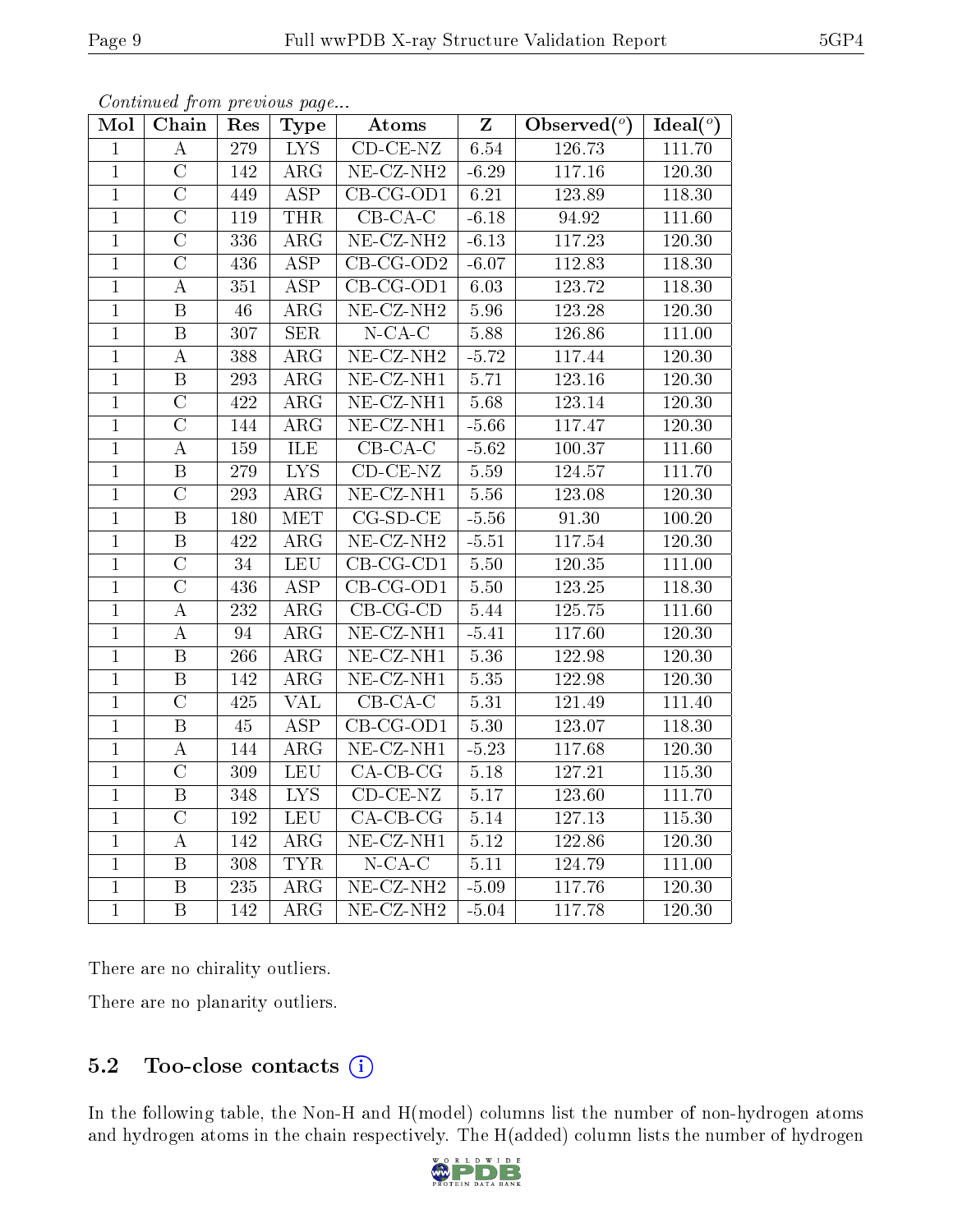*Continued from previous page...*

| Mol | Chain | Res | Type | Atoms | Z | Observed(°) | Ideal(°) |
|---|---|---|---|---|---|---|---|
| 1 | A | 279 | LYS | CD-CE-NZ | 6.54 | 126.73 | 111.70 |
| 1 | C | 142 | ARG | NE-CZ-NH2 | -6.29 | 117.16 | 120.30 |
| 1 | C | 449 | ASP | CB-CG-OD1 | 6.21 | 123.89 | 118.30 |
| 1 | C | 119 | THR | CB-CA-C | -6.18 | 94.92 | 111.60 |
| 1 | C | 336 | ARG | NE-CZ-NH2 | -6.13 | 117.23 | 120.30 |
| 1 | C | 436 | ASP | CB-CG-OD2 | -6.07 | 112.83 | 118.30 |
| 1 | A | 351 | ASP | CB-CG-OD1 | 6.03 | 123.72 | 118.30 |
| 1 | B | 46 | ARG | NE-CZ-NH2 | 5.96 | 123.28 | 120.30 |
| 1 | B | 307 | SER | N-CA-C | 5.88 | 126.86 | 111.00 |
| 1 | A | 388 | ARG | NE-CZ-NH2 | -5.72 | 117.44 | 120.30 |
| 1 | B | 293 | ARG | NE-CZ-NH1 | 5.71 | 123.16 | 120.30 |
| 1 | C | 422 | ARG | NE-CZ-NH1 | 5.68 | 123.14 | 120.30 |
| 1 | C | 144 | ARG | NE-CZ-NH1 | -5.66 | 117.47 | 120.30 |
| 1 | A | 159 | ILE | CB-CA-C | -5.62 | 100.37 | 111.60 |
| 1 | B | 279 | LYS | CD-CE-NZ | 5.59 | 124.57 | 111.70 |
| 1 | C | 293 | ARG | NE-CZ-NH1 | 5.56 | 123.08 | 120.30 |
| 1 | B | 180 | MET | CG-SD-CE | -5.56 | 91.30 | 100.20 |
| 1 | B | 422 | ARG | NE-CZ-NH2 | -5.51 | 117.54 | 120.30 |
| 1 | C | 34 | LEU | CB-CG-CD1 | 5.50 | 120.35 | 111.00 |
| 1 | C | 436 | ASP | CB-CG-OD1 | 5.50 | 123.25 | 118.30 |
| 1 | A | 232 | ARG | CB-CG-CD | 5.44 | 125.75 | 111.60 |
| 1 | A | 94 | ARG | NE-CZ-NH1 | -5.41 | 117.60 | 120.30 |
| 1 | B | 266 | ARG | NE-CZ-NH1 | 5.36 | 122.98 | 120.30 |
| 1 | B | 142 | ARG | NE-CZ-NH1 | 5.35 | 122.98 | 120.30 |
| 1 | C | 425 | VAL | CB-CA-C | 5.31 | 121.49 | 111.40 |
| 1 | B | 45 | ASP | CB-CG-OD1 | 5.30 | 123.07 | 118.30 |
| 1 | A | 144 | ARG | NE-CZ-NH1 | -5.23 | 117.68 | 120.30 |
| 1 | C | 309 | LEU | CA-CB-CG | 5.18 | 127.21 | 115.30 |
| 1 | B | 348 | LYS | CD-CE-NZ | 5.17 | 123.60 | 111.70 |
| 1 | C | 192 | LEU | CA-CB-CG | 5.14 | 127.13 | 115.30 |
| 1 | A | 142 | ARG | NE-CZ-NH1 | 5.12 | 122.86 | 120.30 |
| 1 | B | 308 | TYR | N-CA-C | 5.11 | 124.79 | 111.00 |
| 1 | B | 235 | ARG | NE-CZ-NH2 | -5.09 | 117.76 | 120.30 |
| 1 | B | 142 | ARG | NE-CZ-NH2 | -5.04 | 117.78 | 120.30 |

There are no chirality outliers.

There are no planarity outliers.

### 5.2 Too-close contacts

In the following table, the Non-H and H(model) columns list the number of non-hydrogen atoms and hydrogen atoms in the chain respectively. The H(added) column lists the number of hydrogen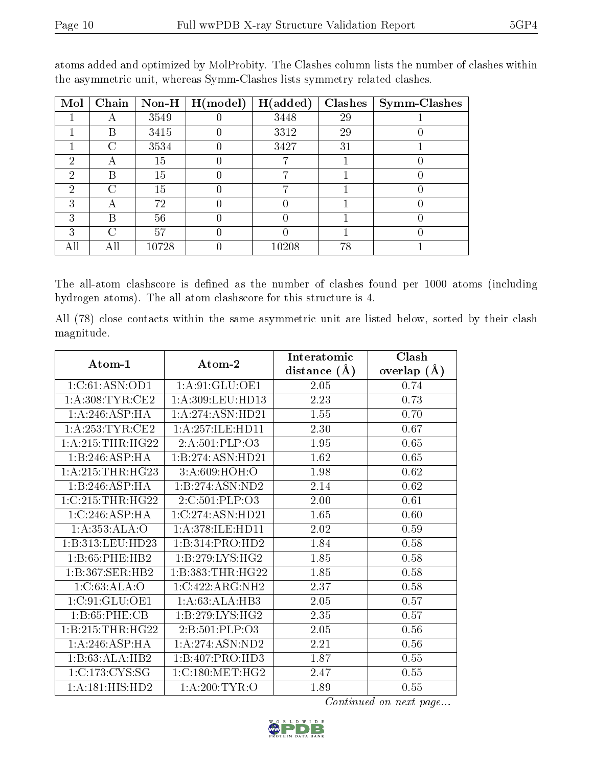atoms added and optimized by MolProbity. The Clashes column lists the number of clashes within the asymmetric unit, whereas Symm-Clashes lists symmetry related clashes.

| Mol | Chain | Non-H | H(model) | H(added) | Clashes | Symm-Clashes |
|---|---|---|---|---|---|---|
| 1 | A | 3549 | 0 | 3448 | 29 | 1 |
| 1 | B | 3415 | 0 | 3312 | 29 | 0 |
| 1 | C | 3534 | 0 | 3427 | 31 | 1 |
| 2 | A | 15 | 0 | 7 | 1 | 0 |
| 2 | B | 15 | 0 | 7 | 1 | 0 |
| 2 | C | 15 | 0 | 7 | 1 | 0 |
| 3 | A | 72 | 0 | 0 | 1 | 0 |
| 3 | B | 56 | 0 | 0 | 1 | 0 |
| 3 | C | 57 | 0 | 0 | 1 | 0 |
| All | All | 10728 | 0 | 10208 | 78 | 1 |

The all-atom clashscore is defined as the number of clashes found per 1000 atoms (including hydrogen atoms). The all-atom clashscore for this structure is 4.

All (78) close contacts within the same asymmetric unit are listed below, sorted by their clash magnitude.

| Atom-1 | Atom-2 | Interatomic distance (Å) | Clash overlap (Å) |
|---|---|---|---|
| 1:C:61:ASN:OD1 | 1:A:91:GLU:OE1 | 2.05 | 0.74 |
| 1:A:308:TYR:CE2 | 1:A:309:LEU:HD13 | 2.23 | 0.73 |
| 1:A:246:ASP:HA | 1:A:274:ASN:HD21 | 1.55 | 0.70 |
| 1:A:253:TYR:CE2 | 1:A:257:ILE:HD11 | 2.30 | 0.67 |
| 1:A:215:THR:HG22 | 2:A:501:PLP:O3 | 1.95 | 0.65 |
| 1:B:246:ASP:HA | 1:B:274:ASN:HD21 | 1.62 | 0.65 |
| 1:A:215:THR:HG23 | 3:A:609:HOH:O | 1.98 | 0.62 |
| 1:B:246:ASP:HA | 1:B:274:ASN:ND2 | 2.14 | 0.62 |
| 1:C:215:THR:HG22 | 2:C:501:PLP:O3 | 2.00 | 0.61 |
| 1:C:246:ASP:HA | 1:C:274:ASN:HD21 | 1.65 | 0.60 |
| 1:A:353:ALA:O | 1:A:378:ILE:HD11 | 2.02 | 0.59 |
| 1:B:313:LEU:HD23 | 1:B:314:PRO:HD2 | 1.84 | 0.58 |
| 1:B:65:PHE:HB2 | 1:B:279:LYS:HG2 | 1.85 | 0.58 |
| 1:B:367:SER:HB2 | 1:B:383:THR:HG22 | 1.85 | 0.58 |
| 1:C:63:ALA:O | 1:C:422:ARG:NH2 | 2.37 | 0.58 |
| 1:C:91:GLU:OE1 | 1:A:63:ALA:HB3 | 2.05 | 0.57 |
| 1:B:65:PHE:CB | 1:B:279:LYS:HG2 | 2.35 | 0.57 |
| 1:B:215:THR:HG22 | 2:B:501:PLP:O3 | 2.05 | 0.56 |
| 1:A:246:ASP:HA | 1:A:274:ASN:ND2 | 2.21 | 0.56 |
| 1:B:63:ALA:HB2 | 1:B:407:PRO:HD3 | 1.87 | 0.55 |
| 1:C:173:CYS:SG | 1:C:180:MET:HG2 | 2.47 | 0.55 |
| 1:A:181:HIS:HD2 | 1:A:200:TYR:O | 1.89 | 0.55 |

*Continued on next page...*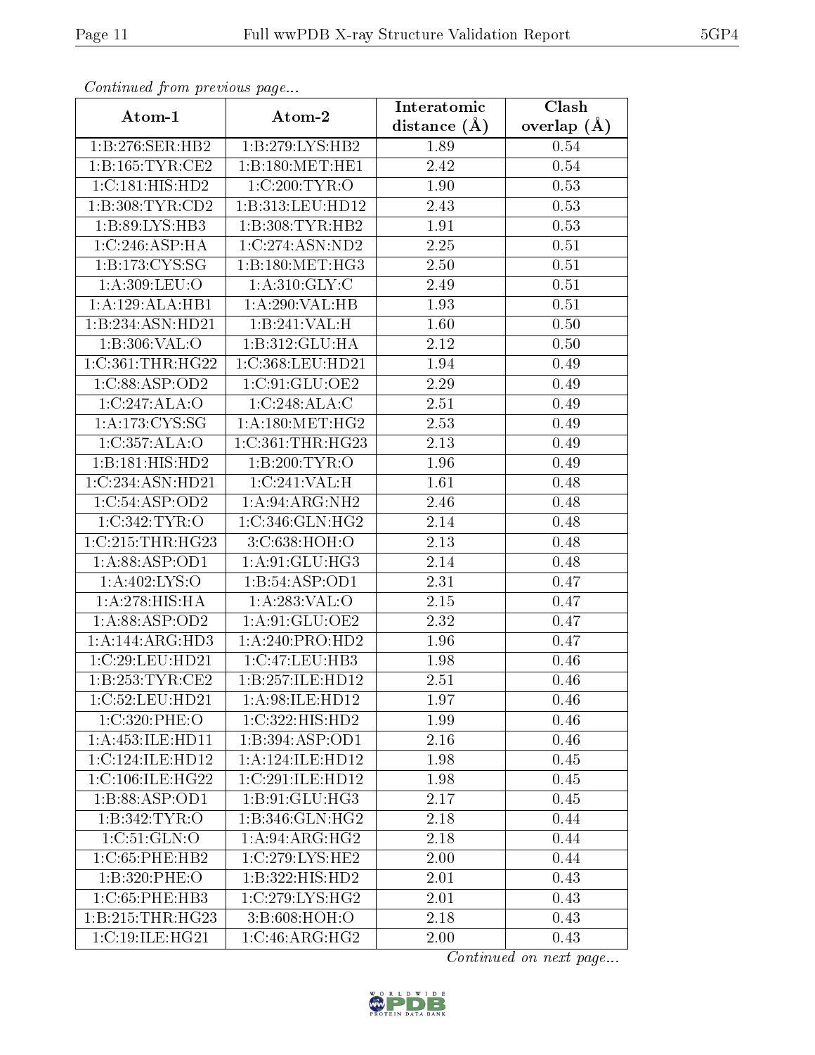*Continued from previous page...*

| Atom-1 | Atom-2 | Interatomic distance (Å) | Clash overlap (Å) |
|---|---|---|---|
| 1:B:276:SER:HB2 | 1:B:279:LYS:HB2 | 1.89 | 0.54 |
| 1:B:165:TYR:CE2 | 1:B:180:MET:HE1 | 2.42 | 0.54 |
| 1:C:181:HIS:HD2 | 1:C:200:TYR:O | 1.90 | 0.53 |
| 1:B:308:TYR:CD2 | 1:B:313:LEU:HD12 | 2.43 | 0.53 |
| 1:B:89:LYS:HB3 | 1:B:308:TYR:HB2 | 1.91 | 0.53 |
| 1:C:246:ASP:HA | 1:C:274:ASN:ND2 | 2.25 | 0.51 |
| 1:B:173:CYS:SG | 1:B:180:MET:HG3 | 2.50 | 0.51 |
| 1:A:309:LEU:O | 1:A:310:GLY:C | 2.49 | 0.51 |
| 1:A:129:ALA:HB1 | 1:A:290:VAL:HB | 1.93 | 0.51 |
| 1:B:234:ASN:HD21 | 1:B:241:VAL:H | 1.60 | 0.50 |
| 1:B:306:VAL:O | 1:B:312:GLU:HA | 2.12 | 0.50 |
| 1:C:361:THR:HG22 | 1:C:368:LEU:HD21 | 1.94 | 0.49 |
| 1:C:88:ASP:OD2 | 1:C:91:GLU:OE2 | 2.29 | 0.49 |
| 1:C:247:ALA:O | 1:C:248:ALA:C | 2.51 | 0.49 |
| 1:A:173:CYS:SG | 1:A:180:MET:HG2 | 2.53 | 0.49 |
| 1:C:357:ALA:O | 1:C:361:THR:HG23 | 2.13 | 0.49 |
| 1:B:181:HIS:HD2 | 1:B:200:TYR:O | 1.96 | 0.49 |
| 1:C:234:ASN:HD21 | 1:C:241:VAL:H | 1.61 | 0.48 |
| 1:C:54:ASP:OD2 | 1:A:94:ARG:NH2 | 2.46 | 0.48 |
| 1:C:342:TYR:O | 1:C:346:GLN:HG2 | 2.14 | 0.48 |
| 1:C:215:THR:HG23 | 3:C:638:HOH:O | 2.13 | 0.48 |
| 1:A:88:ASP:OD1 | 1:A:91:GLU:HG3 | 2.14 | 0.48 |
| 1:A:402:LYS:O | 1:B:54:ASP:OD1 | 2.31 | 0.47 |
| 1:A:278:HIS:HA | 1:A:283:VAL:O | 2.15 | 0.47 |
| 1:A:88:ASP:OD2 | 1:A:91:GLU:OE2 | 2.32 | 0.47 |
| 1:A:144:ARG:HD3 | 1:A:240:PRO:HD2 | 1.96 | 0.47 |
| 1:C:29:LEU:HD21 | 1:C:47:LEU:HB3 | 1.98 | 0.46 |
| 1:B:253:TYR:CE2 | 1:B:257:ILE:HD12 | 2.51 | 0.46 |
| 1:C:52:LEU:HD21 | 1:A:98:ILE:HD12 | 1.97 | 0.46 |
| 1:C:320:PHE:O | 1:C:322:HIS:HD2 | 1.99 | 0.46 |
| 1:A:453:ILE:HD11 | 1:B:394:ASP:OD1 | 2.16 | 0.46 |
| 1:C:124:ILE:HD12 | 1:A:124:ILE:HD12 | 1.98 | 0.45 |
| 1:C:106:ILE:HG22 | 1:C:291:ILE:HD12 | 1.98 | 0.45 |
| 1:B:88:ASP:OD1 | 1:B:91:GLU:HG3 | 2.17 | 0.45 |
| 1:B:342:TYR:O | 1:B:346:GLN:HG2 | 2.18 | 0.44 |
| 1:C:51:GLN:O | 1:A:94:ARG:HG2 | 2.18 | 0.44 |
| 1:C:65:PHE:HB2 | 1:C:279:LYS:HE2 | 2.00 | 0.44 |
| 1:B:320:PHE:O | 1:B:322:HIS:HD2 | 2.01 | 0.43 |
| 1:C:65:PHE:HB3 | 1:C:279:LYS:HG2 | 2.01 | 0.43 |
| 1:B:215:THR:HG23 | 3:B:608:HOH:O | 2.18 | 0.43 |
| 1:C:19:ILE:HG21 | 1:C:46:ARG:HG2 | 2.00 | 0.43 |

*Continued on next page...*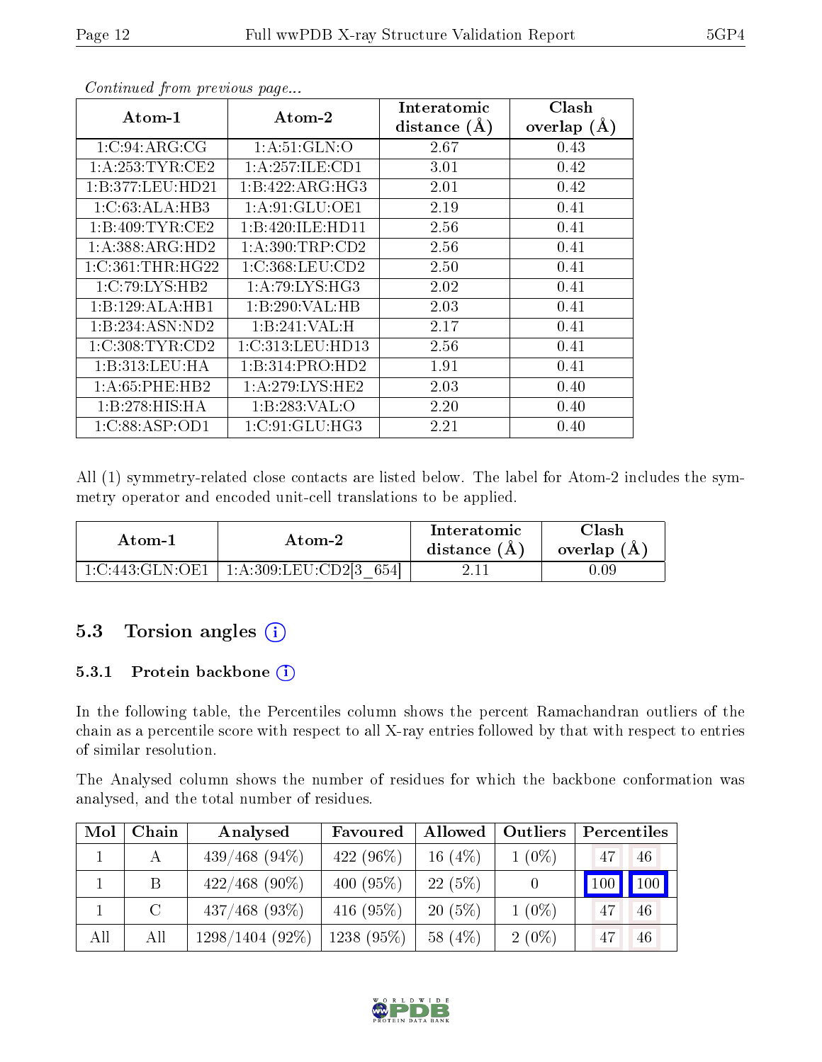*Continued from previous page...*

| Atom-1 | Atom-2 | Interatomic distance (Å) | Clash overlap (Å) |
|---|---|---|---|
| 1:C:94:ARG:CG | 1:A:51:GLN:O | 2.67 | 0.43 |
| 1:A:253:TYR:CE2 | 1:A:257:ILE:CD1 | 3.01 | 0.42 |
| 1:B:377:LEU:HD21 | 1:B:422:ARG:HG3 | 2.01 | 0.42 |
| 1:C:63:ALA:HB3 | 1:A:91:GLU:OE1 | 2.19 | 0.41 |
| 1:B:409:TYR:CE2 | 1:B:420:ILE:HD11 | 2.56 | 0.41 |
| 1:A:388:ARG:HD2 | 1:A:390:TRP:CD2 | 2.56 | 0.41 |
| 1:C:361:THR:HG22 | 1:C:368:LEU:CD2 | 2.50 | 0.41 |
| 1:C:79:LYS:HB2 | 1:A:79:LYS:HG3 | 2.02 | 0.41 |
| 1:B:129:ALA:HB1 | 1:B:290:VAL:HB | 2.03 | 0.41 |
| 1:B:234:ASN:ND2 | 1:B:241:VAL:H | 2.17 | 0.41 |
| 1:C:308:TYR:CD2 | 1:C:313:LEU:HD13 | 2.56 | 0.41 |
| 1:B:313:LEU:HA | 1:B:314:PRO:HD2 | 1.91 | 0.41 |
| 1:A:65:PHE:HB2 | 1:A:279:LYS:HE2 | 2.03 | 0.40 |
| 1:B:278:HIS:HA | 1:B:283:VAL:O | 2.20 | 0.40 |
| 1:C:88:ASP:OD1 | 1:C:91:GLU:HG3 | 2.21 | 0.40 |

All (1) symmetry-related close contacts are listed below. The label for Atom-2 includes the symmetry operator and encoded unit-cell translations to be applied.

| Atom-1 | Atom-2 | Interatomic distance (Å) | Clash overlap (Å) |
|---|---|---|---|
| 1:C:443:GLN:OE1 | 1:A:309:LEU:CD2[3_654] | 2.11 | 0.09 |

## 5.3 Torsion angles

### 5.3.1 Protein backbone

In the following table, the Percentiles column shows the percent Ramachandran outliers of the chain as a percentile score with respect to all X-ray entries followed by that with respect to entries of similar resolution.

The Analysed column shows the number of residues for which the backbone conformation was analysed, and the total number of residues.

| Mol | Chain | Analysed | Favoured | Allowed | Outliers | Percentiles | |
|---|---|---|---|---|---|---|---|
| 1 | A | 439/468 (94%) | 422 (96%) | 16 (4%) | 1 (0%) | 47 | 46 |
| 1 | B | 422/468 (90%) | 400 (95%) | 22 (5%) | 0 | 100 | 100 |
| 1 | C | 437/468 (93%) | 416 (95%) | 20 (5%) | 1 (0%) | 47 | 46 |
| All | All | 1298/1404 (92%) | 1238 (95%) | 58 (4%) | 2 (0%) | 47 | 46 |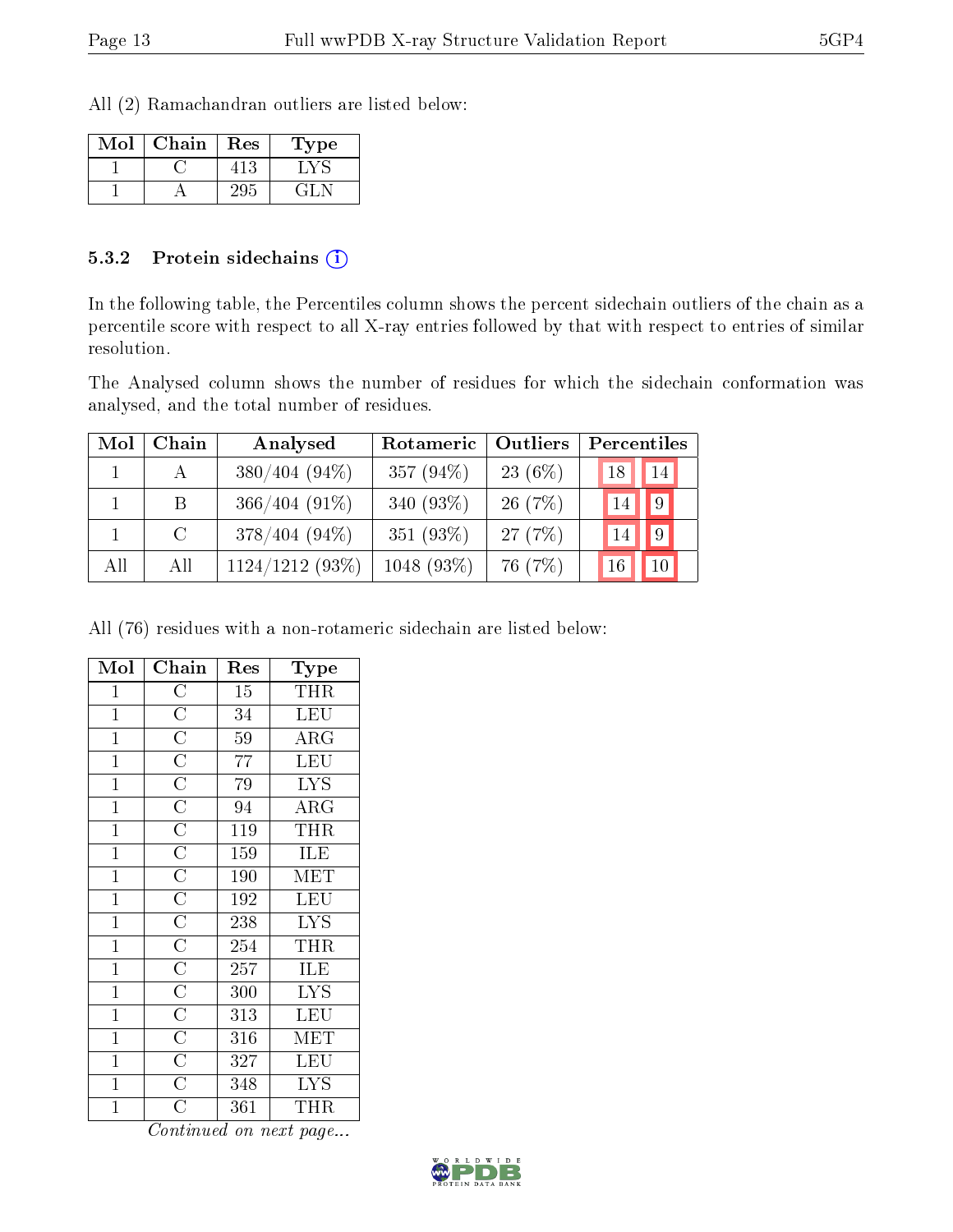All (2) Ramachandran outliers are listed below:

| Mol | Chain | Res | Type |
|---|---|---|---|
| 1 | C | 413 | LYS |
| 1 | A | 295 | GLN |

### 5.3.2 Protein sidechains (i)

In the following table, the Percentiles column shows the percent sidechain outliers of the chain as a percentile score with respect to all X-ray entries followed by that with respect to entries of similar resolution.

The Analysed column shows the number of residues for which the sidechain conformation was analysed, and the total number of residues.

| Mol | Chain | Analysed | Rotameric | Outliers | Percentiles | |
|---|---|---|---|---|---|---|
| 1 | A | 380/404 (94%) | 357 (94%) | 23 (6%) | 18 | 14 |
| 1 | B | 366/404 (91%) | 340 (93%) | 26 (7%) | 14 | 9 |
| 1 | C | 378/404 (94%) | 351 (93%) | 27 (7%) | 14 | 9 |
| All | All | 1124/1212 (93%) | 1048 (93%) | 76 (7%) | 16 | 10 |

All (76) residues with a non-rotameric sidechain are listed below:

| Mol | Chain | Res | Type |
|---|---|---|---|
| 1 | C | 15 | THR |
| 1 | C | 34 | LEU |
| 1 | C | 59 | ARG |
| 1 | C | 77 | LEU |
| 1 | C | 79 | LYS |
| 1 | C | 94 | ARG |
| 1 | C | 119 | THR |
| 1 | C | 159 | ILE |
| 1 | C | 190 | MET |
| 1 | C | 192 | LEU |
| 1 | C | 238 | LYS |
| 1 | C | 254 | THR |
| 1 | C | 257 | ILE |
| 1 | C | 300 | LYS |
| 1 | C | 313 | LEU |
| 1 | C | 316 | MET |
| 1 | C | 327 | LEU |
| 1 | C | 348 | LYS |
| 1 | C | 361 | THR |

*Continued on next page...*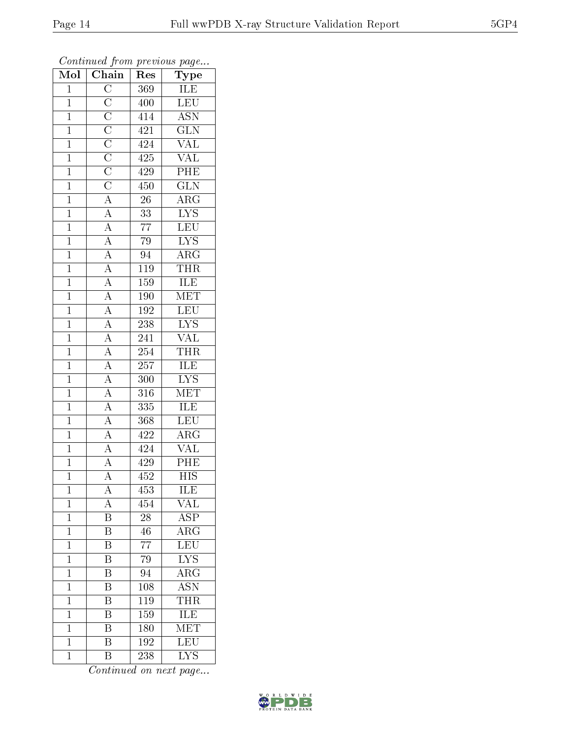*Continued from previous page...*

| Mol | Chain | Res | Type |
|---|---|---|---|
| 1 | C | 369 | ILE |
| 1 | C | 400 | LEU |
| 1 | C | 414 | ASN |
| 1 | C | 421 | GLN |
| 1 | C | 424 | VAL |
| 1 | C | 425 | VAL |
| 1 | C | 429 | PHE |
| 1 | C | 450 | GLN |
| 1 | A | 26 | ARG |
| 1 | A | 33 | LYS |
| 1 | A | 77 | LEU |
| 1 | A | 79 | LYS |
| 1 | A | 94 | ARG |
| 1 | A | 119 | THR |
| 1 | A | 159 | ILE |
| 1 | A | 190 | MET |
| 1 | A | 192 | LEU |
| 1 | A | 238 | LYS |
| 1 | A | 241 | VAL |
| 1 | A | 254 | THR |
| 1 | A | 257 | ILE |
| 1 | A | 300 | LYS |
| 1 | A | 316 | MET |
| 1 | A | 335 | ILE |
| 1 | A | 368 | LEU |
| 1 | A | 422 | ARG |
| 1 | A | 424 | VAL |
| 1 | A | 429 | PHE |
| 1 | A | 452 | HIS |
| 1 | A | 453 | ILE |
| 1 | A | 454 | VAL |
| 1 | B | 28 | ASP |
| 1 | B | 46 | ARG |
| 1 | B | 77 | LEU |
| 1 | B | 79 | LYS |
| 1 | B | 94 | ARG |
| 1 | B | 108 | ASN |
| 1 | B | 119 | THR |
| 1 | B | 159 | ILE |
| 1 | B | 180 | MET |
| 1 | B | 192 | LEU |
| 1 | B | 238 | LYS |

*Continued on next page...*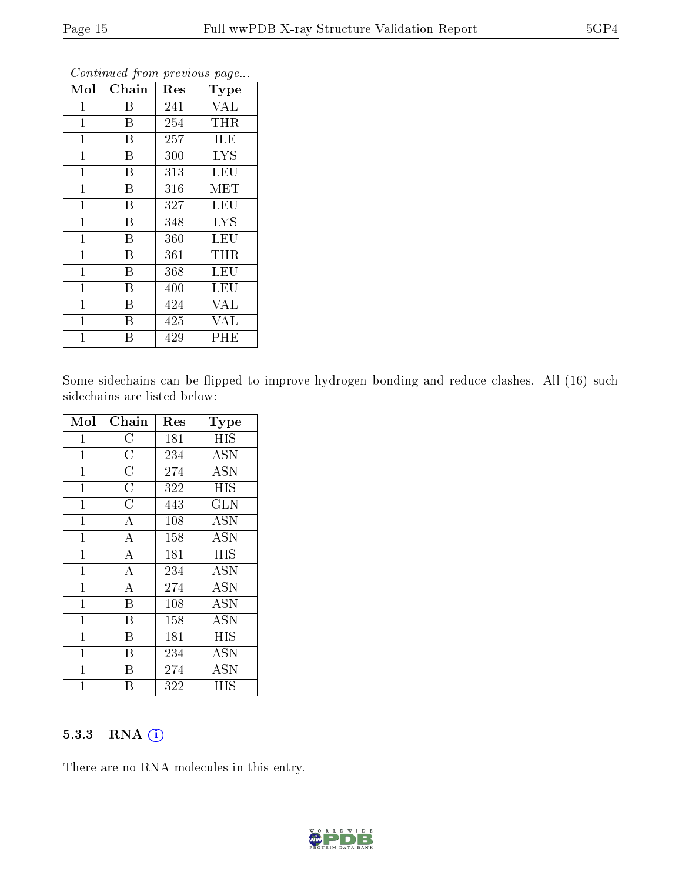*Continued from previous page...*

| Mol | Chain | Res | Type |
|---|---|---|---|
| 1 | B | 241 | VAL |
| 1 | B | 254 | THR |
| 1 | B | 257 | ILE |
| 1 | B | 300 | LYS |
| 1 | B | 313 | LEU |
| 1 | B | 316 | MET |
| 1 | B | 327 | LEU |
| 1 | B | 348 | LYS |
| 1 | B | 360 | LEU |
| 1 | B | 361 | THR |
| 1 | B | 368 | LEU |
| 1 | B | 400 | LEU |
| 1 | B | 424 | VAL |
| 1 | B | 425 | VAL |
| 1 | B | 429 | PHE |

Some sidechains can be flipped to improve hydrogen bonding and reduce clashes. All (16) such sidechains are listed below:

| Mol | Chain | Res | Type |
|---|---|---|---|
| 1 | C | 181 | HIS |
| 1 | C | 234 | ASN |
| 1 | C | 274 | ASN |
| 1 | C | 322 | HIS |
| 1 | C | 443 | GLN |
| 1 | A | 108 | ASN |
| 1 | A | 158 | ASN |
| 1 | A | 181 | HIS |
| 1 | A | 234 | ASN |
| 1 | A | 274 | ASN |
| 1 | B | 108 | ASN |
| 1 | B | 158 | ASN |
| 1 | B | 181 | HIS |
| 1 | B | 234 | ASN |
| 1 | B | 274 | ASN |
| 1 | B | 322 | HIS |

### 5.3.3 RNA

There are no RNA molecules in this entry.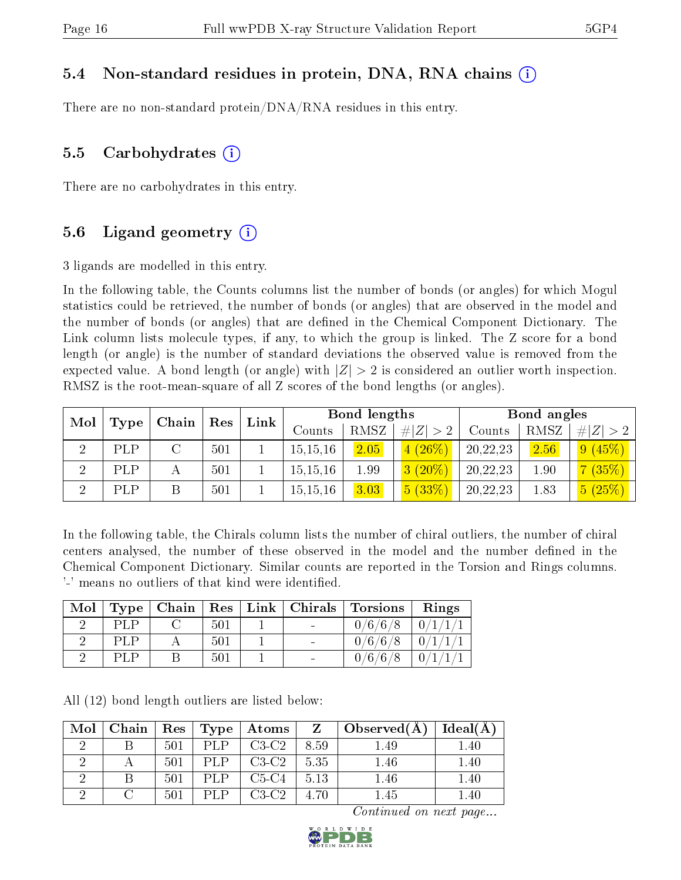### 5.4 Non-standard residues in protein, DNA, RNA chains

There are no non-standard protein/DNA/RNA residues in this entry.

### 5.5 Carbohydrates

There are no carbohydrates in this entry.

### 5.6 Ligand geometry

3 ligands are modelled in this entry.

In the following table, the Counts columns list the number of bonds (or angles) for which Mogul statistics could be retrieved, the number of bonds (or angles) that are observed in the model and the number of bonds (or angles) that are defined in the Chemical Component Dictionary. The Link column lists molecule types, if any, to which the group is linked. The Z score for a bond length (or angle) is the number of standard deviations the observed value is removed from the expected value. A bond length (or angle) with $|Z| > 2$ is considered an outlier worth inspection. RMSZ is the root-mean-square of all Z scores of the bond lengths (or angles).

| Mol | Type | Chain | Res | Link | Bond lengths | | | Bond angles | | |
|---|---|---|---|---|---|---|---|---|---|---|
| | | | | | Counts | RMSZ | #$\|Z\|>2$ | Counts | RMSZ | #$\|Z\|>2$ |
| 2 | PLP | C | 501 | 1 | 15,15,16 | 2.05 | 4 (26%) | 20,22,23 | 2.56 | 9 (45%) |
| 2 | PLP | A | 501 | 1 | 15,15,16 | 1.99 | 3 (20%) | 20,22,23 | 1.90 | 7 (35%) |
| 2 | PLP | B | 501 | 1 | 15,15,16 | 3.03 | 5 (33%) | 20,22,23 | 1.83 | 5 (25%) |

In the following table, the Chirals column lists the number of chiral outliers, the number of chiral centers analysed, the number of these observed in the model and the number defined in the Chemical Component Dictionary. Similar counts are reported in the Torsion and Rings columns. '-' means no outliers of that kind were identified.

| Mol | Type | Chain | Res | Link | Chirals | Torsions | Rings |
|---|---|---|---|---|---|---|---|
| 2 | PLP | C | 501 | 1 | - | 0/6/6/8 | 0/1/1/1 |
| 2 | PLP | A | 501 | 1 | - | 0/6/6/8 | 0/1/1/1 |
| 2 | PLP | B | 501 | 1 | - | 0/6/6/8 | 0/1/1/1 |

All (12) bond length outliers are listed below:

| Mol | Chain | Res | Type | Atoms | Z | Observed(Å) | Ideal(Å) |
|---|---|---|---|---|---|---|---|
| 2 | B | 501 | PLP | C3-C2 | 8.59 | 1.49 | 1.40 |
| 2 | A | 501 | PLP | C3-C2 | 5.35 | 1.46 | 1.40 |
| 2 | B | 501 | PLP | C5-C4 | 5.13 | 1.46 | 1.40 |
| 2 | C | 501 | PLP | C3-C2 | 4.70 | 1.45 | 1.40 |

*Continued on next page...*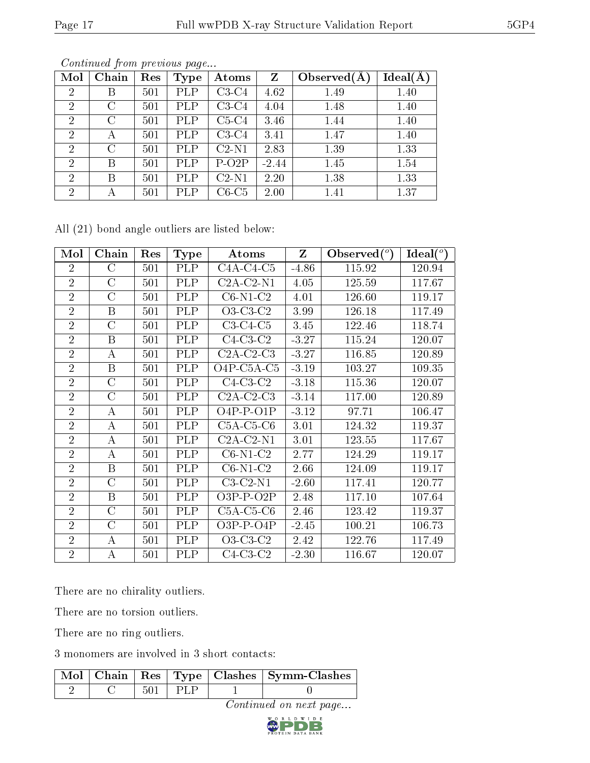*Continued from previous page...*

| Mol | Chain | Res | Type | Atoms | Z | Observed(Å) | Ideal(Å) |
|---|---|---|---|---|---|---|---|
| 2 | B | 501 | PLP | C3-C4 | 4.62 | 1.49 | 1.40 |
| 2 | C | 501 | PLP | C3-C4 | 4.04 | 1.48 | 1.40 |
| 2 | C | 501 | PLP | C5-C4 | 3.46 | 1.44 | 1.40 |
| 2 | A | 501 | PLP | C3-C4 | 3.41 | 1.47 | 1.40 |
| 2 | C | 501 | PLP | C2-N1 | 2.83 | 1.39 | 1.33 |
| 2 | B | 501 | PLP | P-O2P | -2.44 | 1.45 | 1.54 |
| 2 | B | 501 | PLP | C2-N1 | 2.20 | 1.38 | 1.33 |
| 2 | A | 501 | PLP | C6-C5 | 2.00 | 1.41 | 1.37 |

All (21) bond angle outliers are listed below:

| Mol | Chain | Res | Type | Atoms | Z | Observed(°) | Ideal(°) |
|---|---|---|---|---|---|---|---|
| 2 | C | 501 | PLP | C4A-C4-C5 | -4.86 | 115.92 | 120.94 |
| 2 | C | 501 | PLP | C2A-C2-N1 | 4.05 | 125.59 | 117.67 |
| 2 | C | 501 | PLP | C6-N1-C2 | 4.01 | 126.60 | 119.17 |
| 2 | B | 501 | PLP | O3-C3-C2 | 3.99 | 126.18 | 117.49 |
| 2 | C | 501 | PLP | C3-C4-C5 | 3.45 | 122.46 | 118.74 |
| 2 | B | 501 | PLP | C4-C3-C2 | -3.27 | 115.24 | 120.07 |
| 2 | A | 501 | PLP | C2A-C2-C3 | -3.27 | 116.85 | 120.89 |
| 2 | B | 501 | PLP | O4P-C5A-C5 | -3.19 | 103.27 | 109.35 |
| 2 | C | 501 | PLP | C4-C3-C2 | -3.18 | 115.36 | 120.07 |
| 2 | C | 501 | PLP | C2A-C2-C3 | -3.14 | 117.00 | 120.89 |
| 2 | A | 501 | PLP | O4P-P-O1P | -3.12 | 97.71 | 106.47 |
| 2 | A | 501 | PLP | C5A-C5-C6 | 3.01 | 124.32 | 119.37 |
| 2 | A | 501 | PLP | C2A-C2-N1 | 3.01 | 123.55 | 117.67 |
| 2 | A | 501 | PLP | C6-N1-C2 | 2.77 | 124.29 | 119.17 |
| 2 | B | 501 | PLP | C6-N1-C2 | 2.66 | 124.09 | 119.17 |
| 2 | C | 501 | PLP | C3-C2-N1 | -2.60 | 117.41 | 120.77 |
| 2 | B | 501 | PLP | O3P-P-O2P | 2.48 | 117.10 | 107.64 |
| 2 | C | 501 | PLP | C5A-C5-C6 | 2.46 | 123.42 | 119.37 |
| 2 | C | 501 | PLP | O3P-P-O4P | -2.45 | 100.21 | 106.73 |
| 2 | A | 501 | PLP | O3-C3-C2 | 2.42 | 122.76 | 117.49 |
| 2 | A | 501 | PLP | C4-C3-C2 | -2.30 | 116.67 | 120.07 |

There are no chirality outliers.

There are no torsion outliers.

There are no ring outliers.

3 monomers are involved in 3 short contacts:

| Mol | Chain | Res | Type | Clashes | Symm-Clashes |
|---|---|---|---|---|---|
| 2 | C | 501 | PLP | 1 | 0 |

*Continued on next page...*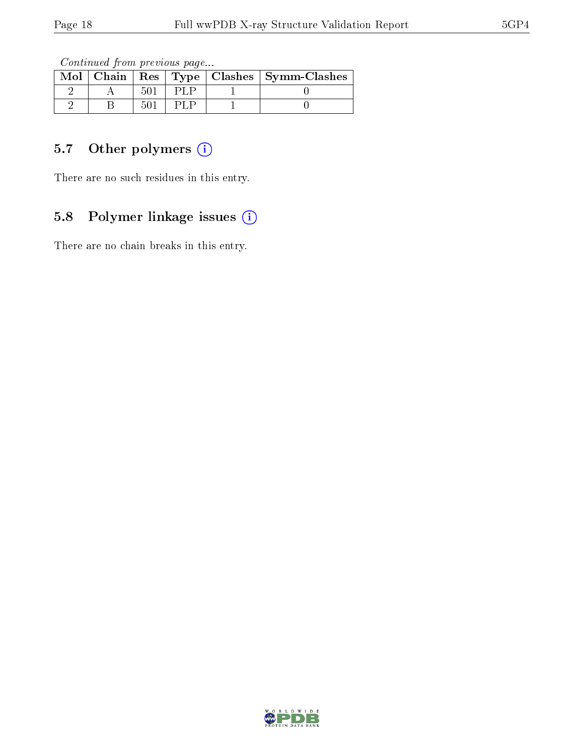*Continued from previous page...*

| Mol | Chain | Res | Type | Clashes | Symm-Clashes |
|---|---|---|---|---|---|
| 2 | A | 501 | PLP | 1 | 0 |
| 2 | B | 501 | PLP | 1 | 0 |

### 5.7 Other polymers (i)

There are no such residues in this entry.

### 5.8 Polymer linkage issues (i)

There are no chain breaks in this entry.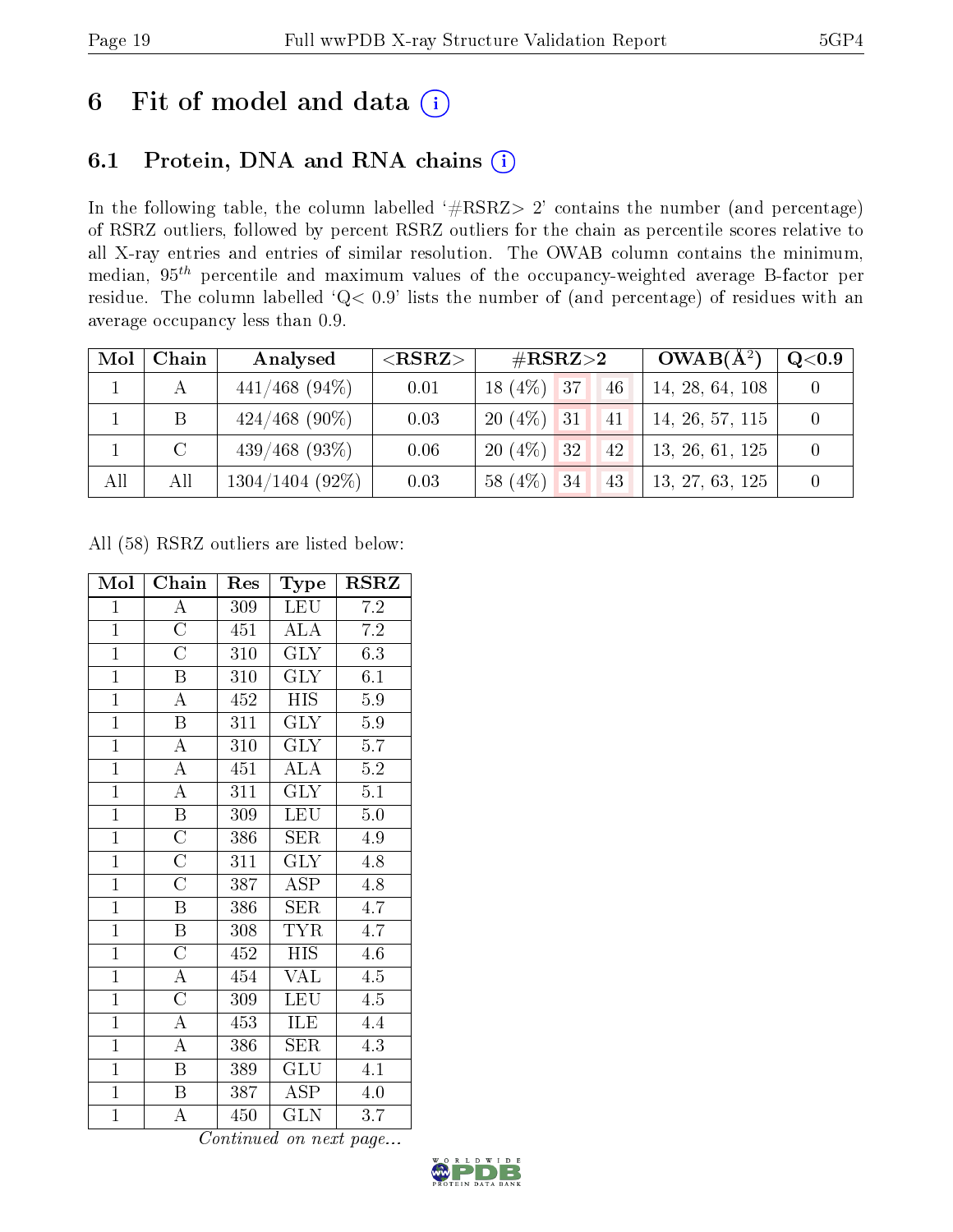# 6 Fit of model and data (i)

## 6.1 Protein, DNA and RNA chains (i)

In the following table, the column labelled '#RSRZ> 2' contains the number (and percentage) of RSRZ outliers, followed by percent RSRZ outliers for the chain as percentile scores relative to all X-ray entries and entries of similar resolution. The OWAB column contains the minimum, median, $95^{th}$ percentile and maximum values of the occupancy-weighted average B-factor per residue. The column labelled 'Q< 0.9' lists the number of (and percentage) of residues with an average occupancy less than 0.9.

| Mol | Chain | Analysed | <RSRZ> | #RSRZ>2 | | | OWAB(Å$^2$) | Q<0.9 |
|---|---|---|---|---|---|---|---|---|
| 1 | A | 441/468 (94%) | 0.01 | 18 (4%) | 37 | 46 | 14, 28, 64, 108 | 0 |
| 1 | B | 424/468 (90%) | 0.03 | 20 (4%) | 31 | 41 | 14, 26, 57, 115 | 0 |
| 1 | C | 439/468 (93%) | 0.06 | 20 (4%) | 32 | 42 | 13, 26, 61, 125 | 0 |
| All | All | 1304/1404 (92%) | 0.03 | 58 (4%) | 34 | 43 | 13, 27, 63, 125 | 0 |

All (58) RSRZ outliers are listed below:

| Mol | Chain | Res | Type | RSRZ |
|---|---|---|---|---|
| 1 | A | 309 | LEU | 7.2 |
| 1 | C | 451 | ALA | 7.2 |
| 1 | C | 310 | GLY | 6.3 |
| 1 | B | 310 | GLY | 6.1 |
| 1 | A | 452 | HIS | 5.9 |
| 1 | B | 311 | GLY | 5.9 |
| 1 | A | 310 | GLY | 5.7 |
| 1 | A | 451 | ALA | 5.2 |
| 1 | A | 311 | GLY | 5.1 |
| 1 | B | 309 | LEU | 5.0 |
| 1 | C | 386 | SER | 4.9 |
| 1 | C | 311 | GLY | 4.8 |
| 1 | C | 387 | ASP | 4.8 |
| 1 | B | 386 | SER | 4.7 |
| 1 | B | 308 | TYR | 4.7 |
| 1 | C | 452 | HIS | 4.6 |
| 1 | A | 454 | VAL | 4.5 |
| 1 | C | 309 | LEU | 4.5 |
| 1 | A | 453 | ILE | 4.4 |
| 1 | A | 386 | SER | 4.3 |
| 1 | B | 389 | GLU | 4.1 |
| 1 | B | 387 | ASP | 4.0 |
| 1 | A | 450 | GLN | 3.7 |

*Continued on next page...*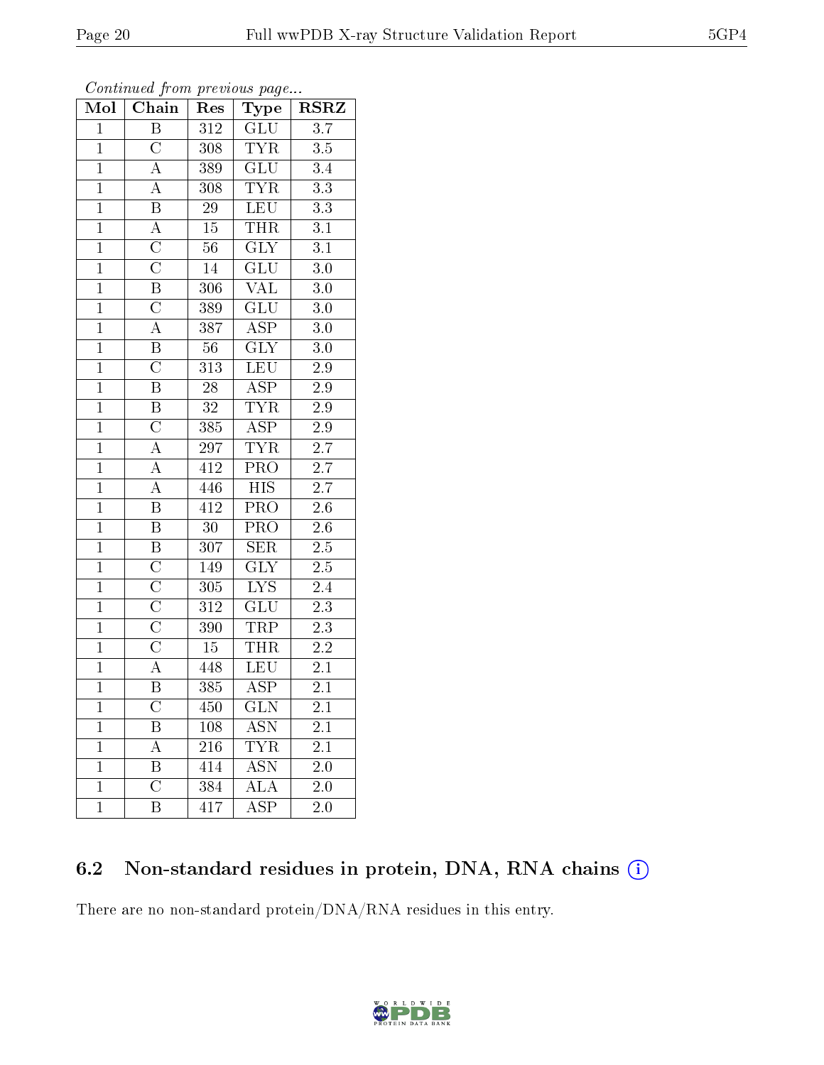*Continued from previous page...*

| Mol | Chain | Res | Type | RSRZ |
|---|---|---|---|---|
| 1 | B | 312 | GLU | 3.7 |
| 1 | C | 308 | TYR | 3.5 |
| 1 | A | 389 | GLU | 3.4 |
| 1 | A | 308 | TYR | 3.3 |
| 1 | B | 29 | LEU | 3.3 |
| 1 | A | 15 | THR | 3.1 |
| 1 | C | 56 | GLY | 3.1 |
| 1 | C | 14 | GLU | 3.0 |
| 1 | B | 306 | VAL | 3.0 |
| 1 | C | 389 | GLU | 3.0 |
| 1 | A | 387 | ASP | 3.0 |
| 1 | B | 56 | GLY | 3.0 |
| 1 | C | 313 | LEU | 2.9 |
| 1 | B | 28 | ASP | 2.9 |
| 1 | B | 32 | TYR | 2.9 |
| 1 | C | 385 | ASP | 2.9 |
| 1 | A | 297 | TYR | 2.7 |
| 1 | A | 412 | PRO | 2.7 |
| 1 | A | 446 | HIS | 2.7 |
| 1 | B | 412 | PRO | 2.6 |
| 1 | B | 30 | PRO | 2.6 |
| 1 | B | 307 | SER | 2.5 |
| 1 | C | 149 | GLY | 2.5 |
| 1 | C | 305 | LYS | 2.4 |
| 1 | C | 312 | GLU | 2.3 |
| 1 | C | 390 | TRP | 2.3 |
| 1 | C | 15 | THR | 2.2 |
| 1 | A | 448 | LEU | 2.1 |
| 1 | B | 385 | ASP | 2.1 |
| 1 | C | 450 | GLN | 2.1 |
| 1 | B | 108 | ASN | 2.1 |
| 1 | A | 216 | TYR | 2.1 |
| 1 | B | 414 | ASN | 2.0 |
| 1 | C | 384 | ALA | 2.0 |
| 1 | B | 417 | ASP | 2.0 |

### 6.2 Non-standard residues in protein, DNA, RNA chains (i)

There are no non-standard protein/DNA/RNA residues in this entry.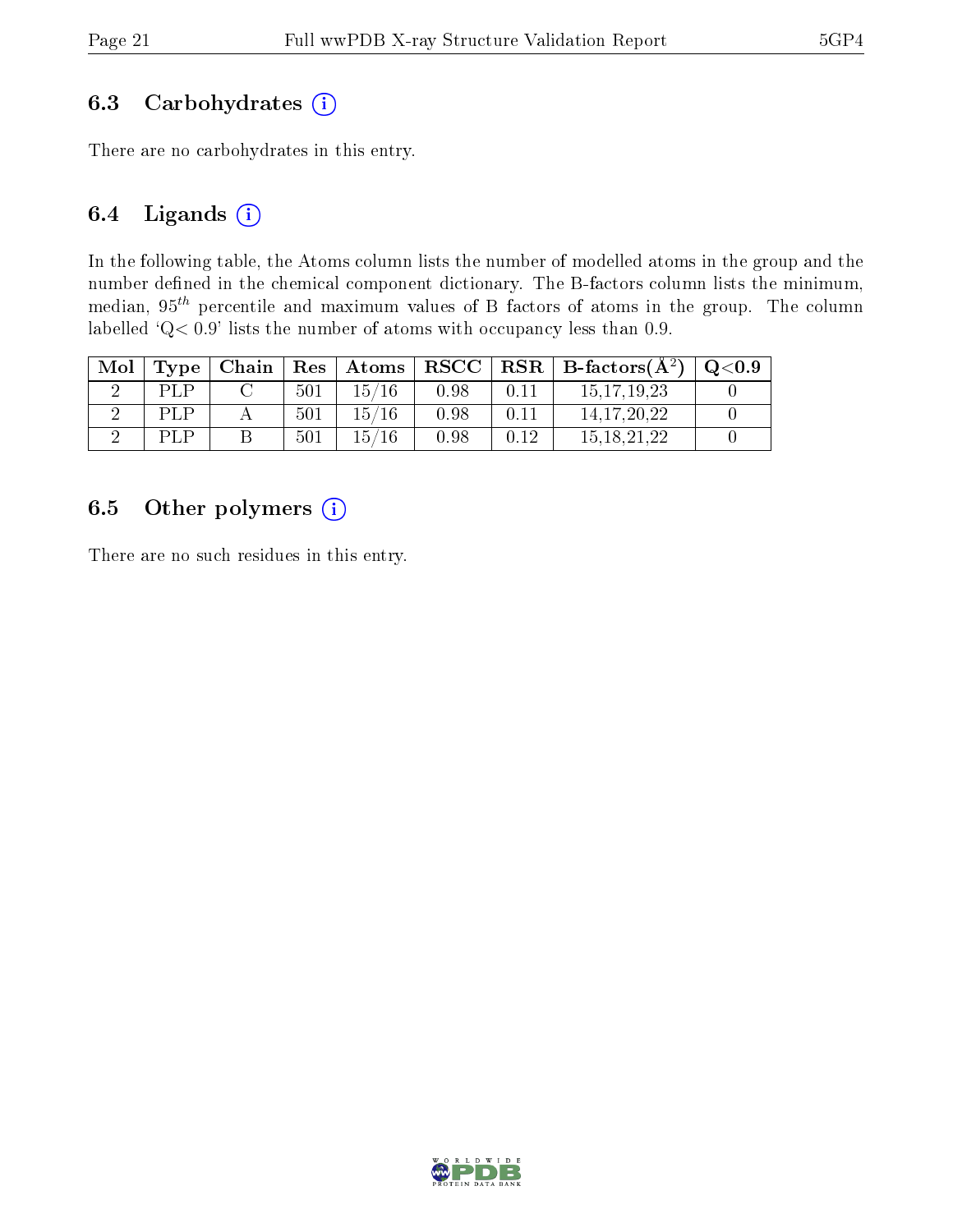### 6.3 Carbohydrates

There are no carbohydrates in this entry.

### 6.4 Ligands

In the following table, the Atoms column lists the number of modelled atoms in the group and the number defined in the chemical component dictionary. The B-factors column lists the minimum, median, $95^{th}$ percentile and maximum values of B factors of atoms in the group. The column labelled 'Q< 0.9' lists the number of atoms with occupancy less than 0.9.

| Mol | Type | Chain | Res | Atoms | RSCC | RSR | B-factors($Å^2$) | Q<0.9 |
|---|---|---|---|---|---|---|---|---|
| 2 | PLP | C | 501 | 15/16 | 0.98 | 0.11 | 15,17,19,23 | 0 |
| 2 | PLP | A | 501 | 15/16 | 0.98 | 0.11 | 14,17,20,22 | 0 |
| 2 | PLP | B | 501 | 15/16 | 0.98 | 0.12 | 15,18,21,22 | 0 |

### 6.5 Other polymers

There are no such residues in this entry.